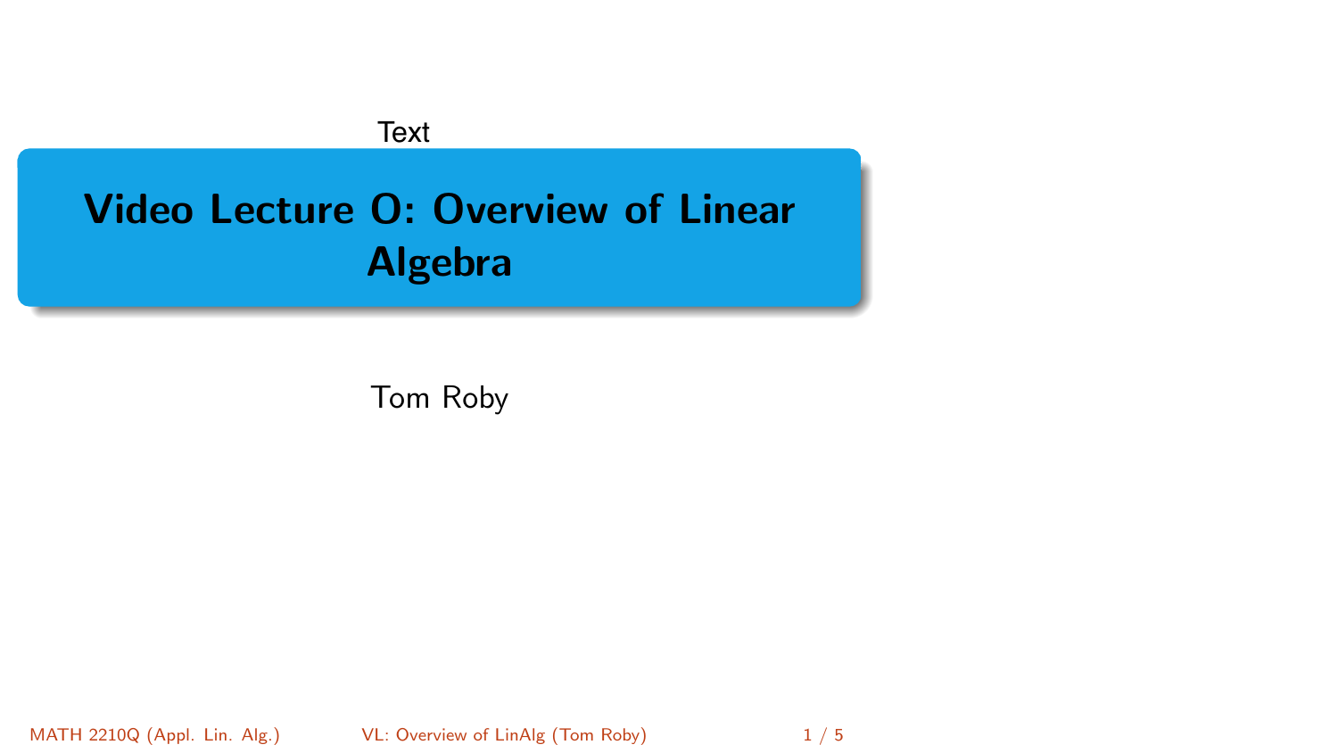Text

# Video Lecture O: Overview of Linear Algebra

Tom Roby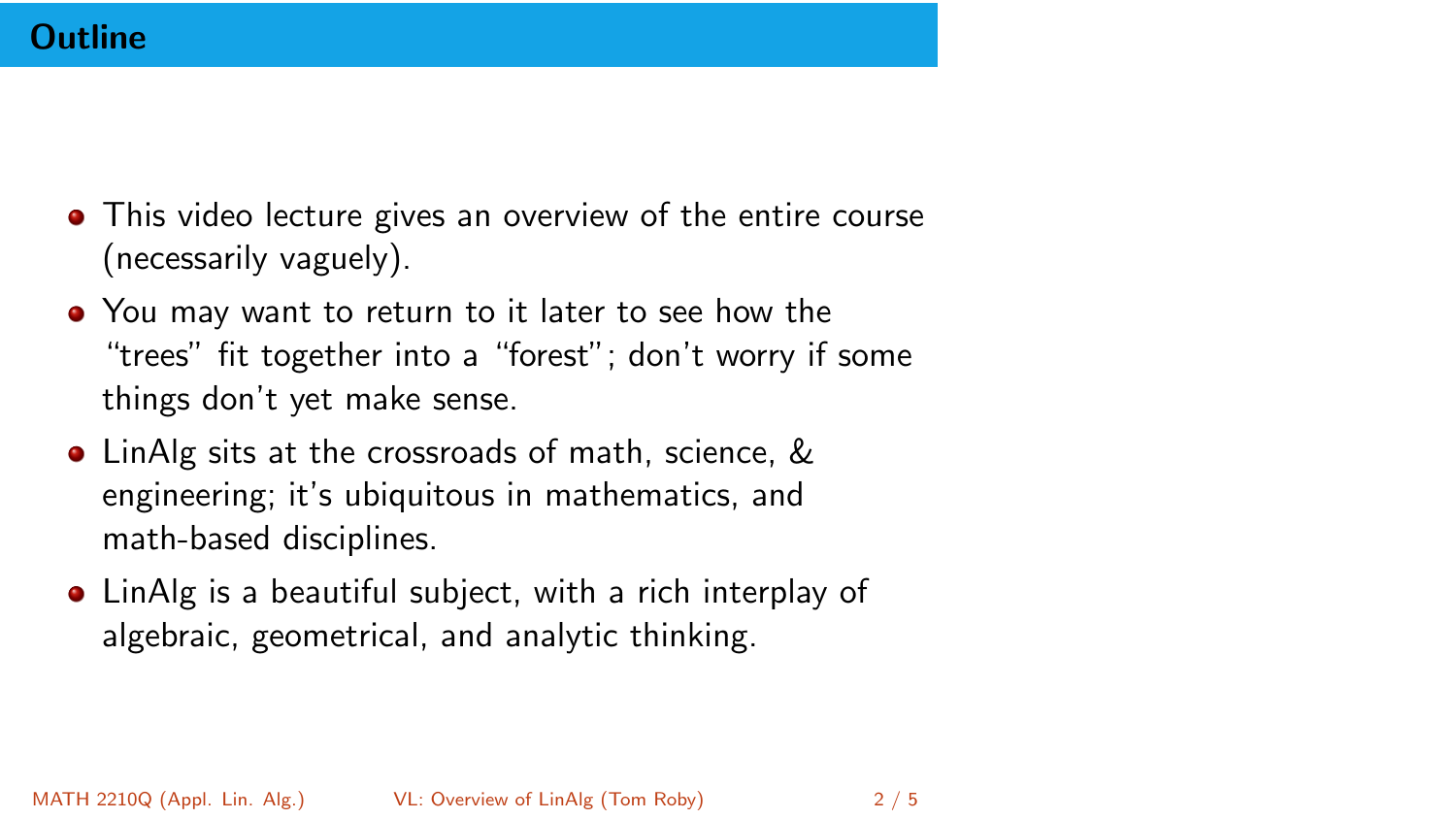# Outline

- This video lecture gives an overview of the entire course (necessarily vaguely).
- You may want to return to it later to see how the "trees" fit together into a "forest"; don't worry if some things don't yet make sense.
- LinAlg sits at the crossroads of math, science, & engineering; it's ubiquitous in mathematics, and math-based disciplines.
- LinAlg is a beautiful subject, with a rich interplay of algebraic, geometrical, and analytic thinking.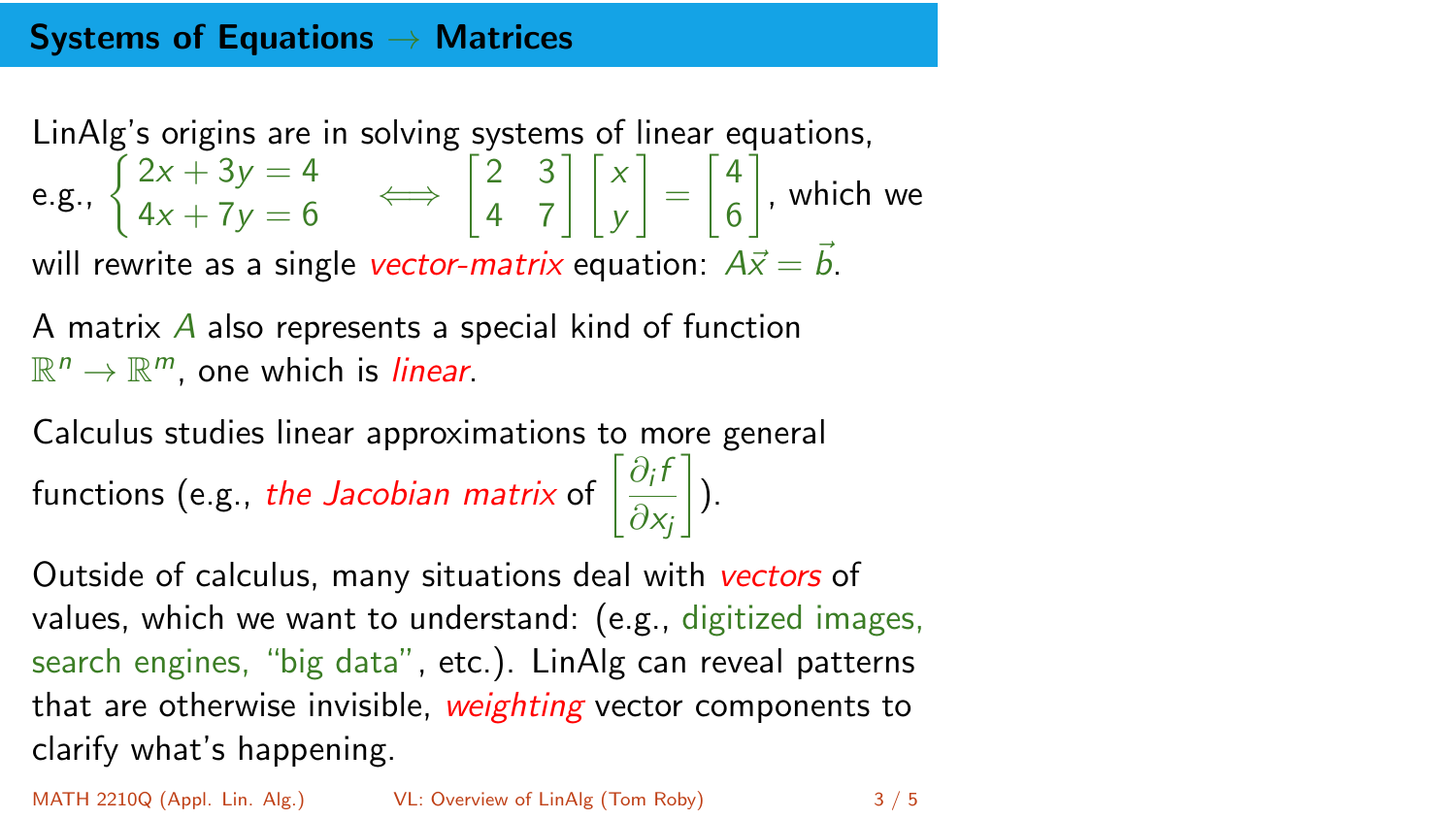## Systems of Equations → Matrices

LinAlg's origins are in solving systems of linear equations, e.g., $\begin{cases} 2x + 3y = 4 \\ 4x + 7y = 6 \end{cases} \iff \begin{bmatrix} 2 & 3 \\ 4 & 7 \end{bmatrix} \begin{bmatrix} x \\ y \end{bmatrix} = \begin{bmatrix} 4 \\ 6 \end{bmatrix}$, which we will rewrite as a single *vector-matrix* equation: $A\vec{x} = \vec{b}$.

A matrix $A$ also represents a special kind of function $\mathbb{R}^n \to \mathbb{R}^m$, one which is *linear*.

Calculus studies linear approximations to more general functions (e.g., *the Jacobian matrix* of $\left[\dfrac{\partial_i f}{\partial x_j}\right]$).

Outside of calculus, many situations deal with *vectors* of values, which we want to understand: (e.g., digitized images, search engines, "big data", etc.). LinAlg can reveal patterns that are otherwise invisible, *weighting* vector components to clarify what's happening.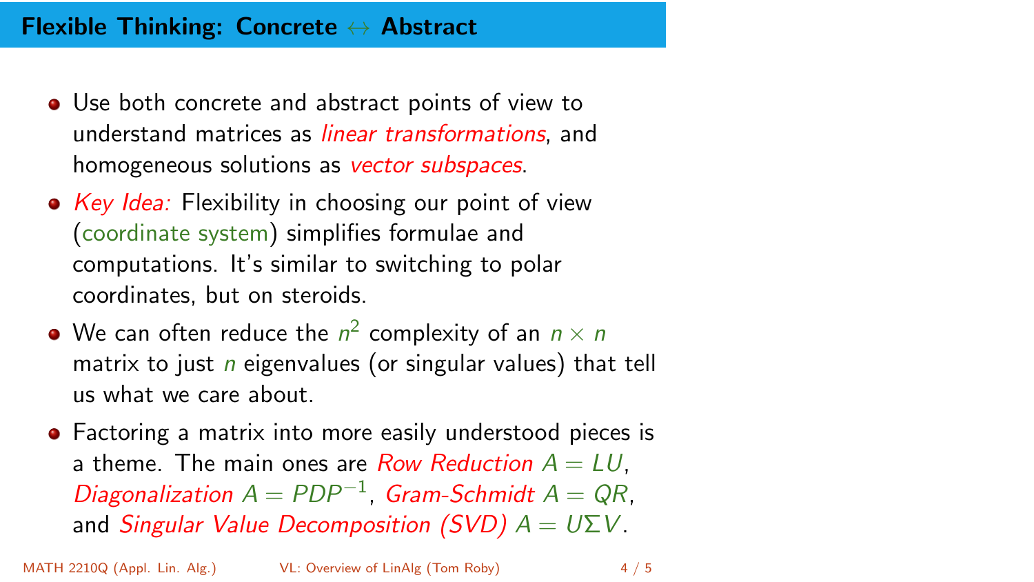## Flexible Thinking: Concrete $\leftrightarrow$ Abstract

- Use both concrete and abstract points of view to understand matrices as *linear transformations*, and homogeneous solutions as *vector subspaces*.
- *Key Idea:* Flexibility in choosing our point of view (coordinate system) simplifies formulae and computations. It's similar to switching to polar coordinates, but on steroids.
- We can often reduce the $n^2$ complexity of an $n \times n$ matrix to just $n$ eigenvalues (or singular values) that tell us what we care about.
- Factoring a matrix into more easily understood pieces is a theme. The main ones are *Row Reduction* $A = LU$, *Diagonalization* $A = PDP^{-1}$, *Gram-Schmidt* $A = QR$, and *Singular Value Decomposition (SVD)* $A = U\Sigma V$.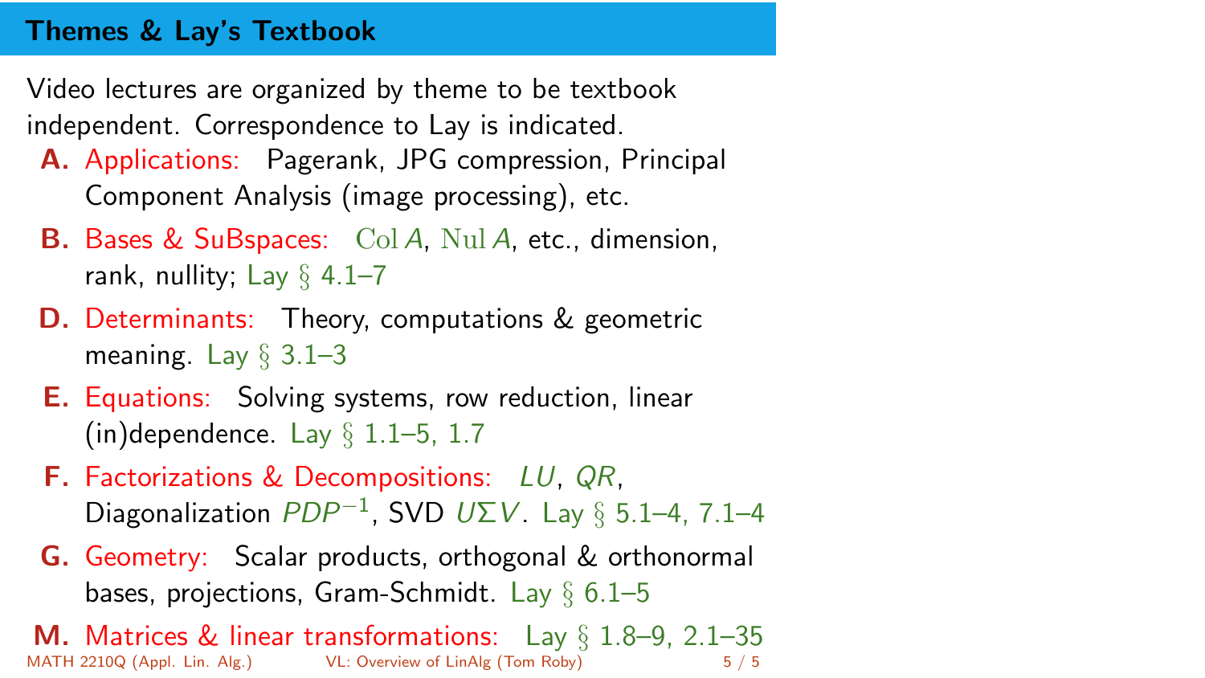## Themes & Lay's Textbook

Video lectures are organized by theme to be textbook independent. Correspondence to Lay is indicated.

- **A.** Applications: Pagerank, JPG compression, Principal Component Analysis (image processing), etc.
- **B.** Bases & SuBspaces: $\operatorname{Col} A$, $\operatorname{Nul} A$, etc., dimension, rank, nullity; Lay § 4.1–7
- **D.** Determinants: Theory, computations & geometric meaning. Lay § 3.1–3
- **E.** Equations: Solving systems, row reduction, linear (in)dependence. Lay § 1.1–5, 1.7
- **F.** Factorizations & Decompositions: $LU$, $QR$, Diagonalization $PDP^{-1}$, SVD $U\Sigma V$. Lay § 5.1–4, 7.1–4
- **G.** Geometry: Scalar products, orthogonal & orthonormal bases, projections, Gram-Schmidt. Lay § 6.1–5
- **M.** Matrices & linear transformations: Lay § 1.8–9, 2.1–35